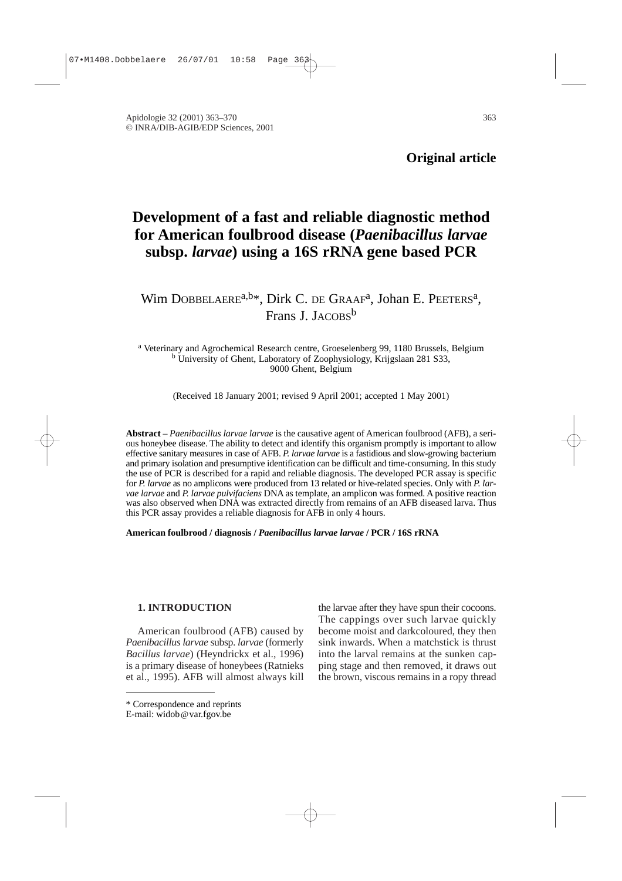**Original article**

# Development of a fast and reliable diagnostic method for American foulbrood disease (*Paenibacillus larvae* subsp. *larvae*) using a 16S rRNA gene based PCR

Wim Dobbelaere[a,b]*, Dirk C. de Graaf[a], Johan E. Peeters[a], Frans J. Jacobs[b]

[a] Veterinary and Agrochemical Research centre, Groeselenberg 99, 1180 Brussels, Belgium
[b] University of Ghent, Laboratory of Zoophysiology, Krijgslaan 281 S33, 9000 Ghent, Belgium

(Received 18 January 2001; revised 9 April 2001; accepted 1 May 2001)

**Abstract** – *Paenibacillus larvae larvae* is the causative agent of American foulbrood (AFB), a serious honeybee disease. The ability to detect and identify this organism promptly is important to allow effective sanitary measures in case of AFB. *P. larvae larvae* is a fastidious and slow-growing bacterium and primary isolation and presumptive identification can be difficult and time-consuming. In this study the use of PCR is described for a rapid and reliable diagnosis. The developed PCR assay is specific for *P. larvae* as no amplicons were produced from 13 related or hive-related species. Only with *P. larvae larvae* and *P. larvae pulvifaciens* DNA as template, an amplicon was formed. A positive reaction was also observed when DNA was extracted directly from remains of an AFB diseased larva. Thus this PCR assay provides a reliable diagnosis for AFB in only 4 hours.

**American foulbrood / diagnosis / *Paenibacillus larvae larvae* / PCR / 16S rRNA**

## 1. INTRODUCTION

American foulbrood (AFB) caused by *Paenibacillus larvae* subsp. *larvae* (formerly *Bacillus larvae*) (Heyndrickx et al., 1996) is a primary disease of honeybees (Ratnieks et al., 1995). AFB will almost always kill the larvae after they have spun their cocoons. The cappings over such larvae quickly become moist and darkcoloured, they then sink inwards. When a matchstick is thrust into the larval remains at the sunken capping stage and then removed, it draws out the brown, viscous remains in a ropy thread

* Correspondence and reprints
E-mail: widob@var.fgov.be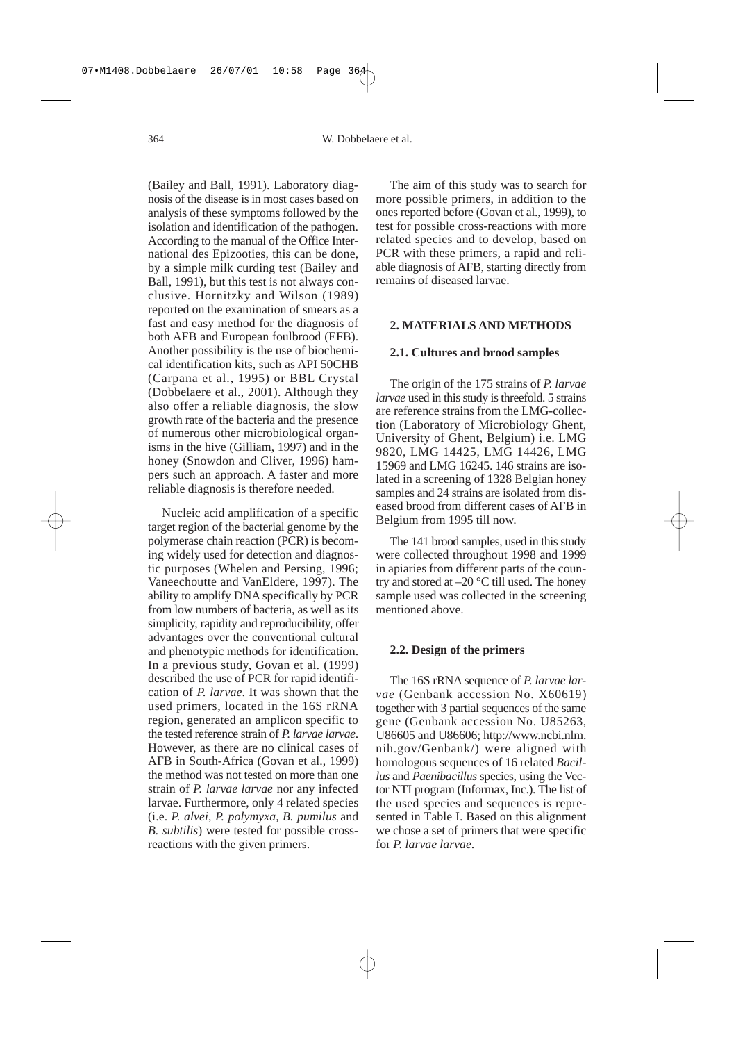(Bailey and Ball, 1991). Laboratory diagnosis of the disease is in most cases based on analysis of these symptoms followed by the isolation and identification of the pathogen. According to the manual of the Office International des Epizooties, this can be done, by a simple milk curding test (Bailey and Ball, 1991), but this test is not always conclusive. Hornitzky and Wilson (1989) reported on the examination of smears as a fast and easy method for the diagnosis of both AFB and European foulbrood (EFB). Another possibility is the use of biochemical identification kits, such as API 50CHB (Carpana et al., 1995) or BBL Crystal (Dobbelaere et al., 2001). Although they also offer a reliable diagnosis, the slow growth rate of the bacteria and the presence of numerous other microbiological organisms in the hive (Gilliam, 1997) and in the honey (Snowdon and Cliver, 1996) hampers such an approach. A faster and more reliable diagnosis is therefore needed.

Nucleic acid amplification of a specific target region of the bacterial genome by the polymerase chain reaction (PCR) is becoming widely used for detection and diagnostic purposes (Whelen and Persing, 1996; Vaneechoutte and VanEldere, 1997). The ability to amplify DNA specifically by PCR from low numbers of bacteria, as well as its simplicity, rapidity and reproducibility, offer advantages over the conventional cultural and phenotypic methods for identification. In a previous study, Govan et al. (1999) described the use of PCR for rapid identification of *P. larvae*. It was shown that the used primers, located in the 16S rRNA region, generated an amplicon specific to the tested reference strain of *P. larvae larvae*. However, as there are no clinical cases of AFB in South-Africa (Govan et al., 1999) the method was not tested on more than one strain of *P. larvae larvae* nor any infected larvae. Furthermore, only 4 related species (i.e. *P. alvei, P. polymyxa, B. pumilus* and *B. subtilis*) were tested for possible cross-reactions with the given primers.

The aim of this study was to search for more possible primers, in addition to the ones reported before (Govan et al., 1999), to test for possible cross-reactions with more related species and to develop, based on PCR with these primers, a rapid and reliable diagnosis of AFB, starting directly from remains of diseased larvae.

## 2. MATERIALS AND METHODS

### 2.1. Cultures and brood samples

The origin of the 175 strains of *P. larvae larvae* used in this study is threefold. 5 strains are reference strains from the LMG-collection (Laboratory of Microbiology Ghent, University of Ghent, Belgium) i.e. LMG 9820, LMG 14425, LMG 14426, LMG 15969 and LMG 16245. 146 strains are isolated in a screening of 1328 Belgian honey samples and 24 strains are isolated from diseased brood from different cases of AFB in Belgium from 1995 till now.

The 141 brood samples, used in this study were collected throughout 1998 and 1999 in apiaries from different parts of the country and stored at –20 °C till used. The honey sample used was collected in the screening mentioned above.

### 2.2. Design of the primers

The 16S rRNA sequence of *P. larvae larvae* (Genbank accession No. X60619) together with 3 partial sequences of the same gene (Genbank accession No. U85263, U86605 and U86606; http://www.ncbi.nlm.nih.gov/Genbank/) were aligned with homologous sequences of 16 related *Bacillus* and *Paenibacillus* species, using the Vector NTI program (Informax, Inc.). The list of the used species and sequences is represented in Table I. Based on this alignment we chose a set of primers that were specific for *P. larvae larvae*.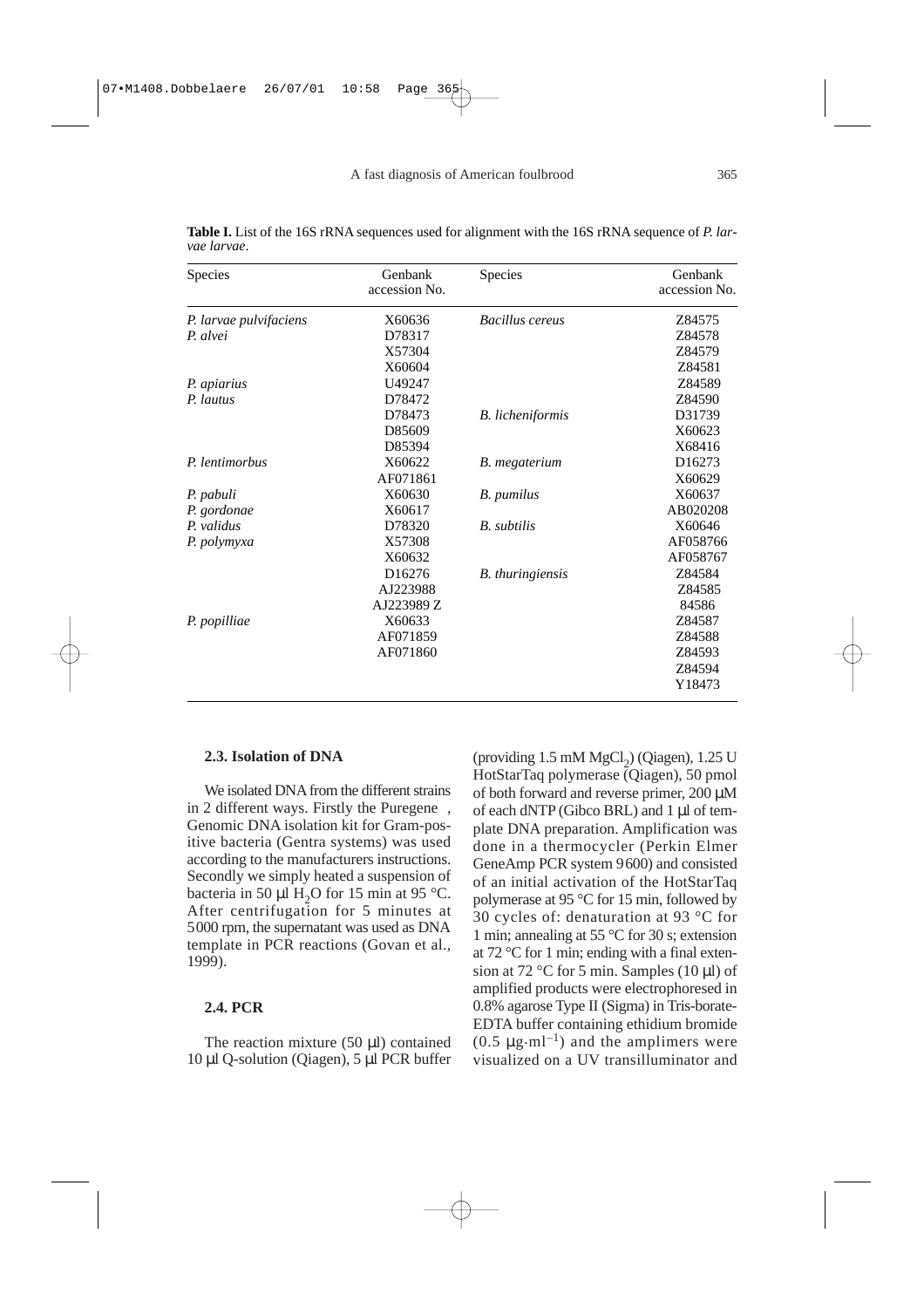**Table I.** List of the 16S rRNA sequences used for alignment with the 16S rRNA sequence of *P. larvae larvae*.

| Species | Genbank accession No. | Species | Genbank accession No. |
|---|---|---|---|
| *P. larvae pulvifaciens* | X60636 | *Bacillus cereus* | Z84575 |
| *P. alvei* | D78317 | | Z84578 |
| | X57304 | | Z84579 |
| | X60604 | | Z84581 |
| *P. apiarius* | U49247 | | Z84589 |
| *P. lautus* | D78472 | | Z84590 |
| | D78473 | *B. licheniformis* | D31739 |
| | D85609 | | X60623 |
| | D85394 | | X68416 |
| *P. lentimorbus* | X60622 | *B. megaterium* | D16273 |
| | AF071861 | | X60629 |
| *P. pabuli* | X60630 | *B. pumilus* | X60637 |
| *P. gordonae* | X60617 | | AB020208 |
| *P. validus* | D78320 | *B. subtilis* | X60646 |
| *P. polymyxa* | X57308 | | AF058766 |
| | X60632 | | AF058767 |
| | D16276 | *B. thuringiensis* | Z84584 |
| | AJ223988 | | Z84585 |
| | AJ223989 Z | | 84586 |
| *P. popilliae* | X60633 | | Z84587 |
| | AF071859 | | Z84588 |
| | AF071860 | | Z84593 |
| | | | Z84594 |
| | | | Y18473 |

### 2.3. Isolation of DNA

We isolated DNA from the different strains in 2 different ways. Firstly the Puregene , Genomic DNA isolation kit for Gram-positive bacteria (Gentra systems) was used according to the manufacturers instructions. Secondly we simply heated a suspension of bacteria in 50 µl $H_2O$ for 15 min at 95 °C. After centrifugation for 5 minutes at 5000 rpm, the supernatant was used as DNA template in PCR reactions (Govan et al., 1999).

### 2.4. PCR

The reaction mixture (50 µl) contained 10 µl Q-solution (Qiagen), 5 µl PCR buffer (providing 1.5 mM $MgCl_2$) (Qiagen), 1.25 U HotStarTaq polymerase (Qiagen), 50 pmol of both forward and reverse primer, 200 µM of each dNTP (Gibco BRL) and 1 µl of template DNA preparation. Amplification was done in a thermocycler (Perkin Elmer GeneAmp PCR system 9600) and consisted of an initial activation of the HotStarTaq polymerase at 95 °C for 15 min, followed by 30 cycles of: denaturation at 93 °C for 1 min; annealing at 55 °C for 30 s; extension at 72 °C for 1 min; ending with a final extension at 72 °C for 5 min. Samples (10 µl) of amplified products were electrophoresed in 0.8% agarose Type II (Sigma) in Tris-borate-EDTA buffer containing ethidium bromide (0.5 $\mu g \cdot ml^{-1}$) and the amplimers were visualized on a UV transilluminator and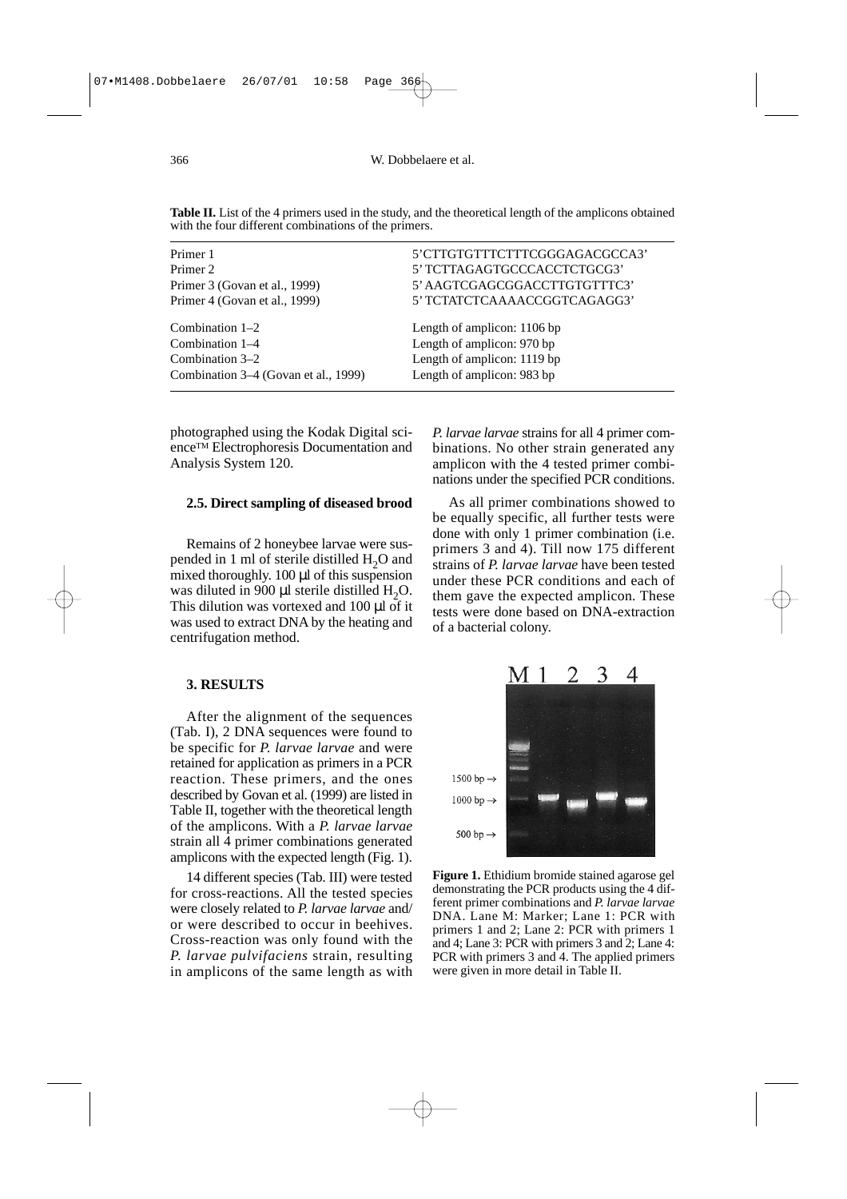**Table II.** List of the 4 primers used in the study, and the theoretical length of the amplicons obtained with the four different combinations of the primers.

| | |
|---|---|
| Primer 1 | 5'CTTGTGTTTCTTTCGGGAGACGCCA3' |
| Primer 2 | 5' TCTTAGAGTGCCCACCTCTGCG3' |
| Primer 3 (Govan et al., 1999) | 5' AAGTCGAGCGGACCTTGTGTTTC3' |
| Primer 4 (Govan et al., 1999) | 5' TCTATCTCAAAACCGGTCAGAGG3' |
| Combination 1–2 | Length of amplicon: 1106 bp |
| Combination 1–4 | Length of amplicon: 970 bp |
| Combination 3–2 | Length of amplicon: 1119 bp |
| Combination 3–4 (Govan et al., 1999) | Length of amplicon: 983 bp |

photographed using the Kodak Digital science™ Electrophoresis Documentation and Analysis System 120.

### 2.5. Direct sampling of diseased brood

Remains of 2 honeybee larvae were suspended in 1 ml of sterile distilled $H_2O$ and mixed thoroughly. 100 µl of this suspension was diluted in 900 µl sterile distilled $H_2O$. This dilution was vortexed and 100 µl of it was used to extract DNA by the heating and centrifugation method.

## 3. RESULTS

After the alignment of the sequences (Tab. I), 2 DNA sequences were found to be specific for *P. larvae larvae* and were retained for application as primers in a PCR reaction. These primers, and the ones described by Govan et al. (1999) are listed in Table II, together with the theoretical length of the amplicons. With a *P. larvae larvae* strain all 4 primer combinations generated amplicons with the expected length (Fig. 1).

14 different species (Tab. III) were tested for cross-reactions. All the tested species were closely related to *P. larvae larvae* and/or were described to occur in beehives. Cross-reaction was only found with the *P. larvae pulvifaciens* strain, resulting in amplicons of the same length as with *P. larvae larvae* strains for all 4 primer combinations. No other strain generated any amplicon with the 4 tested primer combinations under the specified PCR conditions.

As all primer combinations showed to be equally specific, all further tests were done with only 1 primer combination (i.e. primers 3 and 4). Till now 175 different strains of *P. larvae larvae* have been tested under these PCR conditions and each of them gave the expected amplicon. These tests were done based on DNA-extraction of a bacterial colony.

**Figure 1.** Ethidium bromide stained agarose gel demonstrating the PCR products using the 4 different primer combinations and *P. larvae larvae* DNA. Lane M: Marker; Lane 1: PCR with primers 1 and 2; Lane 2: PCR with primers 1 and 4; Lane 3: PCR with primers 3 and 2; Lane 4: PCR with primers 3 and 4. The applied primers were given in more detail in Table II.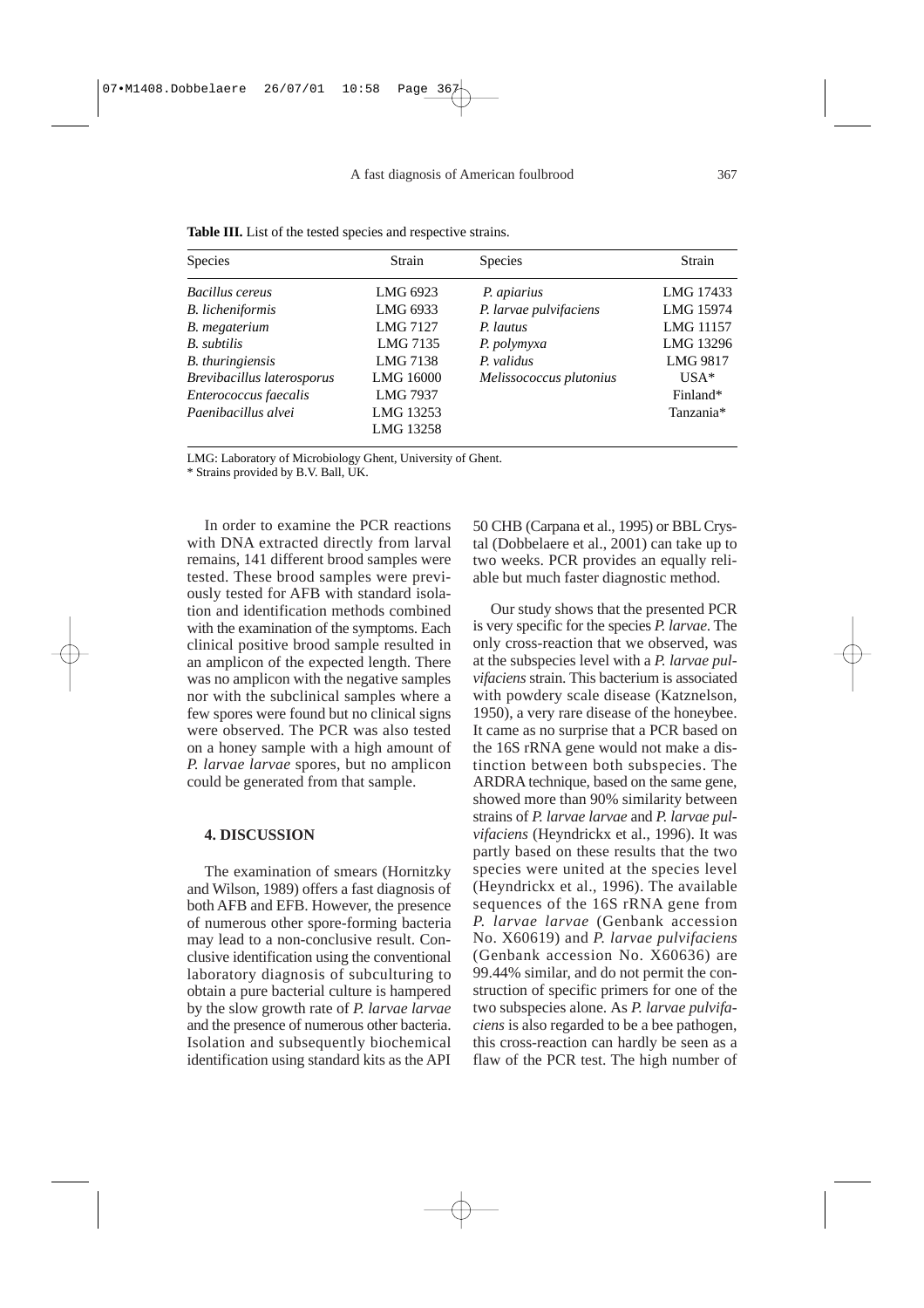**Table III.** List of the tested species and respective strains.

| Species | Strain | Species | Strain |
|---|---|---|---|
| *Bacillus cereus* | LMG 6923 | *P. apiarius* | LMG 17433 |
| *B. licheniformis* | LMG 6933 | *P. larvae pulvifaciens* | LMG 15974 |
| *B. megaterium* | LMG 7127 | *P. lautus* | LMG 11157 |
| *B. subtilis* | LMG 7135 | *P. polymyxa* | LMG 13296 |
| *B. thuringiensis* | LMG 7138 | *P. validus* | LMG 9817 |
| *Brevibacillus laterosporus* | LMG 16000 | *Melissococcus plutonius* | USA* |
| *Enterococcus faecalis* | LMG 7937 | | Finland* |
| *Paenibacillus alvei* | LMG 13253 | | Tanzania* |
| | LMG 13258 | | |

LMG: Laboratory of Microbiology Ghent, University of Ghent.
* Strains provided by B.V. Ball, UK.

In order to examine the PCR reactions with DNA extracted directly from larval remains, 141 different brood samples were tested. These brood samples were previously tested for AFB with standard isolation and identification methods combined with the examination of the symptoms. Each clinical positive brood sample resulted in an amplicon of the expected length. There was no amplicon with the negative samples nor with the subclinical samples where a few spores were found but no clinical signs were observed. The PCR was also tested on a honey sample with a high amount of *P. larvae larvae* spores, but no amplicon could be generated from that sample.

## 4. DISCUSSION

The examination of smears (Hornitzky and Wilson, 1989) offers a fast diagnosis of both AFB and EFB. However, the presence of numerous other spore-forming bacteria may lead to a non-conclusive result. Conclusive identification using the conventional laboratory diagnosis of subculturing to obtain a pure bacterial culture is hampered by the slow growth rate of *P. larvae larvae* and the presence of numerous other bacteria. Isolation and subsequently biochemical identification using standard kits as the API 50 CHB (Carpana et al., 1995) or BBL Crystal (Dobbelaere et al., 2001) can take up to two weeks. PCR provides an equally reliable but much faster diagnostic method.

Our study shows that the presented PCR is very specific for the species *P. larvae*. The only cross-reaction that we observed, was at the subspecies level with a *P. larvae pulvifaciens* strain. This bacterium is associated with powdery scale disease (Katznelson, 1950), a very rare disease of the honeybee. It came as no surprise that a PCR based on the 16S rRNA gene would not make a distinction between both subspecies. The ARDRA technique, based on the same gene, showed more than 90% similarity between strains of *P. larvae larvae* and *P. larvae pulvifaciens* (Heyndrickx et al., 1996). It was partly based on these results that the two species were united at the species level (Heyndrickx et al., 1996). The available sequences of the 16S rRNA gene from *P. larvae larvae* (Genbank accession No. X60619) and *P. larvae pulvifaciens* (Genbank accession No. X60636) are 99.44% similar, and do not permit the construction of specific primers for one of the two subspecies alone. As *P. larvae pulvifaciens* is also regarded to be a bee pathogen, this cross-reaction can hardly be seen as a flaw of the PCR test. The high number of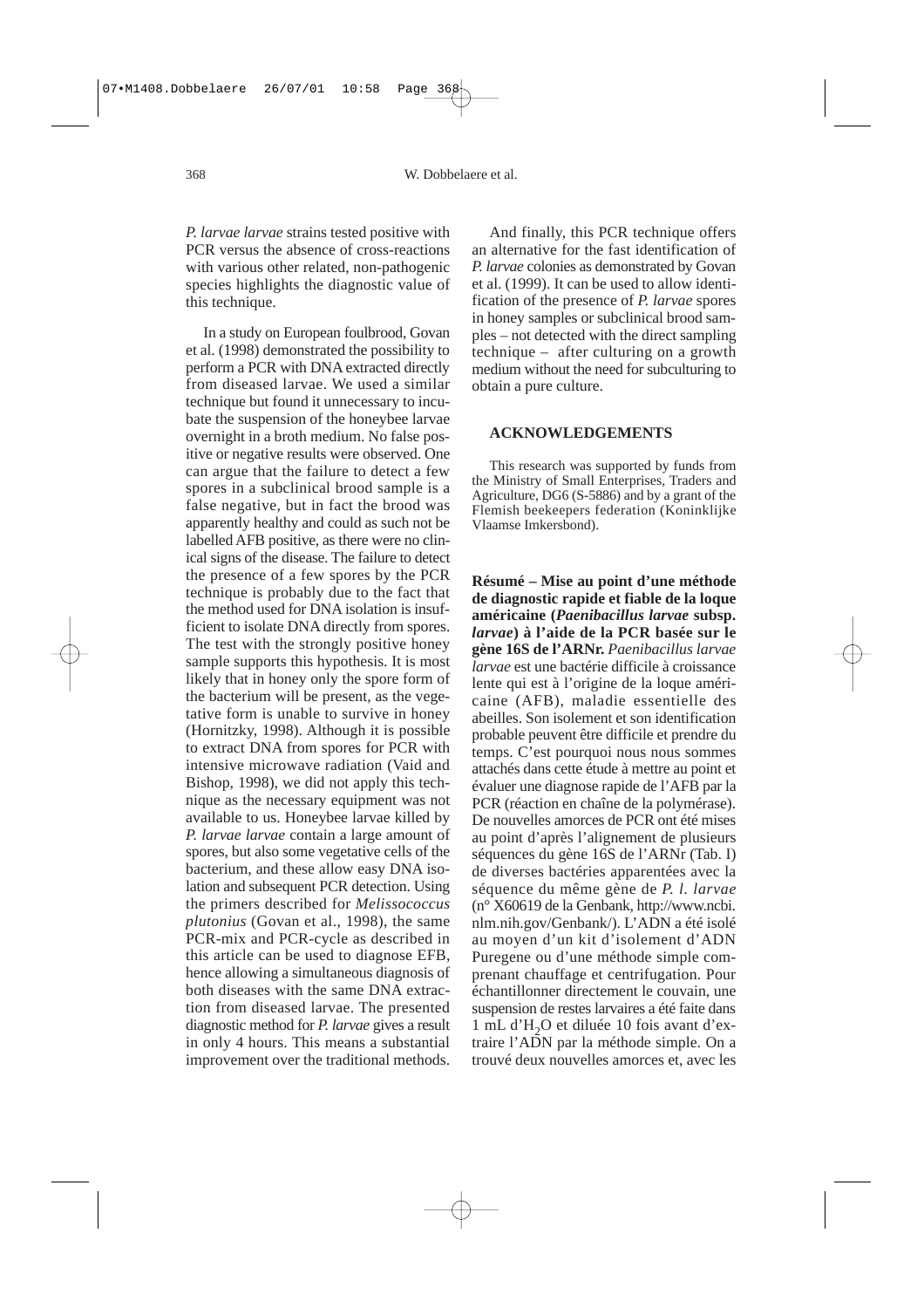*P. larvae larvae* strains tested positive with PCR versus the absence of cross-reactions with various other related, non-pathogenic species highlights the diagnostic value of this technique.

In a study on European foulbrood, Govan et al. (1998) demonstrated the possibility to perform a PCR with DNA extracted directly from diseased larvae. We used a similar technique but found it unnecessary to incubate the suspension of the honeybee larvae overnight in a broth medium. No false positive or negative results were observed. One can argue that the failure to detect a few spores in a subclinical brood sample is a false negative, but in fact the brood was apparently healthy and could as such not be labelled AFB positive, as there were no clinical signs of the disease. The failure to detect the presence of a few spores by the PCR technique is probably due to the fact that the method used for DNA isolation is insufficient to isolate DNA directly from spores. The test with the strongly positive honey sample supports this hypothesis. It is most likely that in honey only the spore form of the bacterium will be present, as the vegetative form is unable to survive in honey (Hornitzky, 1998). Although it is possible to extract DNA from spores for PCR with intensive microwave radiation (Vaid and Bishop, 1998), we did not apply this technique as the necessary equipment was not available to us. Honeybee larvae killed by *P. larvae larvae* contain a large amount of spores, but also some vegetative cells of the bacterium, and these allow easy DNA isolation and subsequent PCR detection. Using the primers described for *Melissococcus plutonius* (Govan et al., 1998), the same PCR-mix and PCR-cycle as described in this article can be used to diagnose EFB, hence allowing a simultaneous diagnosis of both diseases with the same DNA extraction from diseased larvae. The presented diagnostic method for *P. larvae* gives a result in only 4 hours. This means a substantial improvement over the traditional methods.

And finally, this PCR technique offers an alternative for the fast identification of *P. larvae* colonies as demonstrated by Govan et al. (1999). It can be used to allow identification of the presence of *P. larvae* spores in honey samples or subclinical brood samples – not detected with the direct sampling technique – after culturing on a growth medium without the need for subculturing to obtain a pure culture.

## ACKNOWLEDGEMENTS

This research was supported by funds from the Ministry of Small Enterprises, Traders and Agriculture, DG6 (S-5886) and by a grant of the Flemish beekeepers federation (Koninklijke Vlaamse Imkersbond).

**Résumé – Mise au point d'une méthode de diagnostic rapide et fiable de la loque américaine (*Paenibacillus larvae* subsp. *larvae*) à l'aide de la PCR basée sur le gène 16S de l'ARNr.** *Paenibacillus larvae larvae* est une bactérie difficile à croissance lente qui est à l'origine de la loque américaine (AFB), maladie essentielle des abeilles. Son isolement et son identification probable peuvent être difficile et prendre du temps. C'est pourquoi nous nous sommes attachés dans cette étude à mettre au point et évaluer une diagnose rapide de l'AFB par la PCR (réaction en chaîne de la polymérase). De nouvelles amorces de PCR ont été mises au point d'après l'alignement de plusieurs séquences du gène 16S de l'ARNr (Tab. I) de diverses bactéries apparentées avec la séquence du même gène de *P. l. larvae* (n° X60619 de la Genbank, http://www.ncbi.nlm.nih.gov/Genbank/). L'ADN a été isolé au moyen d'un kit d'isolement d'ADN Puregene ou d'une méthode simple comprenant chauffage et centrifugation. Pour échantillonner directement le couvain, une suspension de restes larvaires a été faite dans 1 mL d'$H_2O$ et diluée 10 fois avant d'extraire l'ADN par la méthode simple. On a trouvé deux nouvelles amorces et, avec les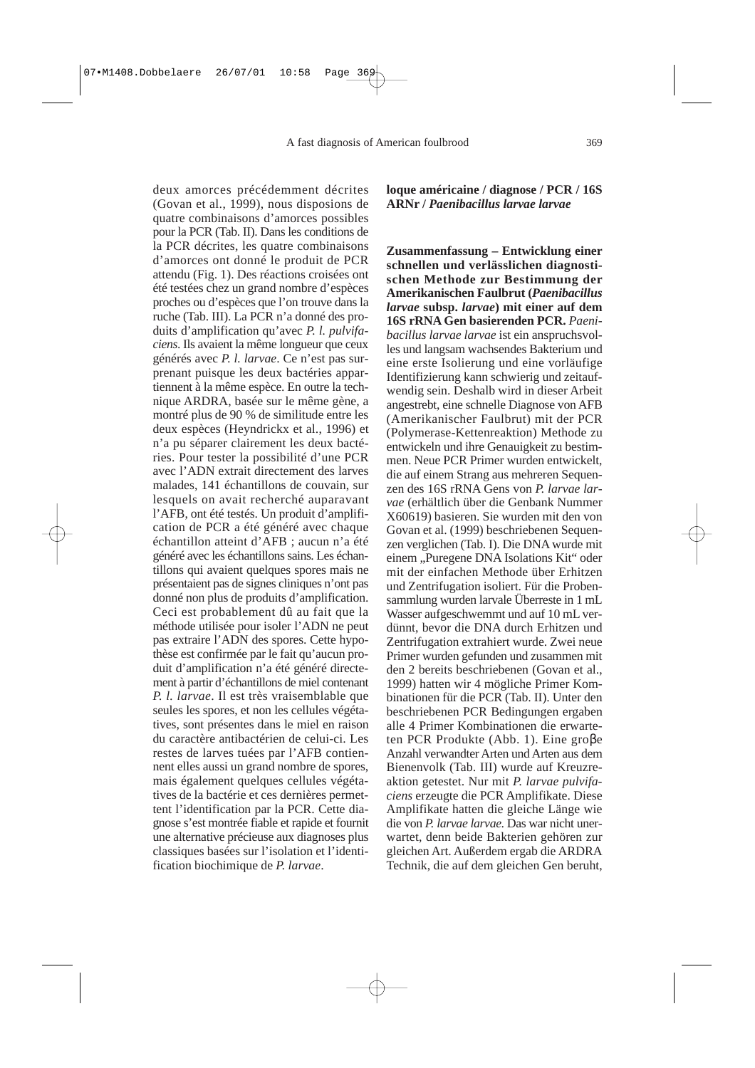deux amorces précédemment décrites (Govan et al., 1999), nous disposions de quatre combinaisons d'amorces possibles pour la PCR (Tab. II). Dans les conditions de la PCR décrites, les quatre combinaisons d'amorces ont donné le produit de PCR attendu (Fig. 1). Des réactions croisées ont été testées chez un grand nombre d'espèces proches ou d'espèces que l'on trouve dans la ruche (Tab. III). La PCR n'a donné des produits d'amplification qu'avec *P. l. pulvifaciens*. Ils avaient la même longueur que ceux générés avec *P. l. larvae*. Ce n'est pas surprenant puisque les deux bactéries appartiennent à la même espèce. En outre la technique ARDRA, basée sur le même gène, a montré plus de 90 % de similitude entre les deux espèces (Heyndrickx et al., 1996) et n'a pu séparer clairement les deux bactéries. Pour tester la possibilité d'une PCR avec l'ADN extrait directement des larves malades, 141 échantillons de couvain, sur lesquels on avait recherché auparavant l'AFB, ont été testés. Un produit d'amplification de PCR a été généré avec chaque échantillon atteint d'AFB ; aucun n'a été généré avec les échantillons sains. Les échantillons qui avaient quelques spores mais ne présentaient pas de signes cliniques n'ont pas donné non plus de produits d'amplification. Ceci est probablement dû au fait que la méthode utilisée pour isoler l'ADN ne peut pas extraire l'ADN des spores. Cette hypothèse est confirmée par le fait qu'aucun produit d'amplification n'a été généré directement à partir d'échantillons de miel contenant *P. l. larvae*. Il est très vraisemblable que seules les spores, et non les cellules végétatives, sont présentes dans le miel en raison du caractère antibactérien de celui-ci. Les restes de larves tuées par l'AFB contiennent elles aussi un grand nombre de spores, mais également quelques cellules végétatives de la bactérie et ces dernières permettent l'identification par la PCR. Cette diagnose s'est montrée fiable et rapide et fournit une alternative précieuse aux diagnoses plus classiques basées sur l'isolation et l'identification biochimique de *P. larvae*.

**loque américaine / diagnose / PCR / 16S ARNr / *Paenibacillus larvae larvae***

**Zusammenfassung – Entwicklung einer schnellen und verlässlichen diagnostischen Methode zur Bestimmung der Amerikanischen Faulbrut (*Paenibacillus larvae* subsp. *larvae*) mit einer auf dem 16S rRNA Gen basierenden PCR.** *Paenibacillus larvae larvae* ist ein anspruchsvolles und langsam wachsendes Bakterium und eine erste Isolierung und eine vorläufige Identifizierung kann schwierig und zeitaufwendig sein. Deshalb wird in dieser Arbeit angestrebt, eine schnelle Diagnose von AFB (Amerikanischer Faulbrut) mit der PCR (Polymerase-Kettenreaktion) Methode zu entwickeln und ihre Genauigkeit zu bestimmen. Neue PCR Primer wurden entwickelt, die auf einem Strang aus mehreren Sequenzen des 16S rRNA Gens von *P. larvae larvae* (erhältlich über die Genbank Nummer X60619) basieren. Sie wurden mit den von Govan et al. (1999) beschriebenen Sequenzen verglichen (Tab. I). Die DNA wurde mit einem „Puregene DNA Isolations Kit" oder mit der einfachen Methode über Erhitzen und Zentrifugation isoliert. Für die Probensammlung wurden larvale Überreste in 1 mL Wasser aufgeschwemmt und auf 10 mL verdünnt, bevor die DNA durch Erhitzen und Zentrifugation extrahiert wurde. Zwei neue Primer wurden gefunden und zusammen mit den 2 bereits beschriebenen (Govan et al., 1999) hatten wir 4 mögliche Primer Kombinationen für die PCR (Tab. II). Unter den beschriebenen PCR Bedingungen ergaben alle 4 Primer Kombinationen die erwarteten PCR Produkte (Abb. 1). Eine groβe Anzahl verwandter Arten und Arten aus dem Bienenvolk (Tab. III) wurde auf Kreuzreaktion getestet. Nur mit *P. larvae pulvifaciens* erzeugte die PCR Amplifikate. Diese Amplifikate hatten die gleiche Länge wie die von *P. larvae larvae.* Das war nicht unerwartet, denn beide Bakterien gehören zur gleichen Art. Außerdem ergab die ARDRA Technik, die auf dem gleichen Gen beruht,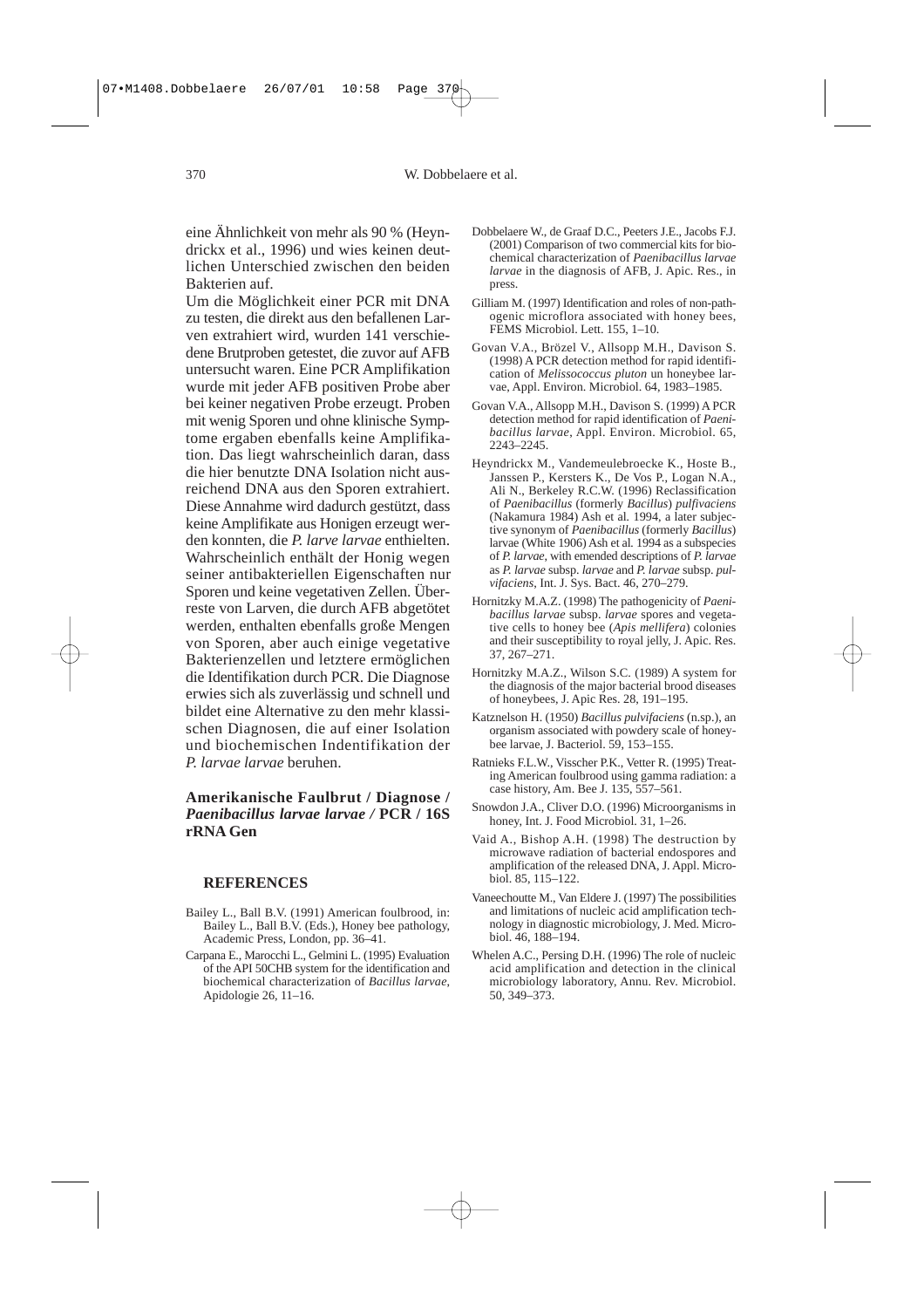eine Ähnlichkeit von mehr als 90 % (Heyndrickx et al., 1996) und wies keinen deutlichen Unterschied zwischen den beiden Bakterien auf.

Um die Möglichkeit einer PCR mit DNA zu testen, die direkt aus den befallenen Larven extrahiert wird, wurden 141 verschiedene Brutproben getestet, die zuvor auf AFB untersucht waren. Eine PCR Amplifikation wurde mit jeder AFB positiven Probe aber bei keiner negativen Probe erzeugt. Proben mit wenig Sporen und ohne klinische Symptome ergaben ebenfalls keine Amplifikation. Das liegt wahrscheinlich daran, dass die hier benutzte DNA Isolation nicht ausreichend DNA aus den Sporen extrahiert. Diese Annahme wird dadurch gestützt, dass keine Amplifikate aus Honigen erzeugt werden konnten, die *P. larve larvae* enthielten. Wahrscheinlich enthält der Honig wegen seiner antibakteriellen Eigenschaften nur Sporen und keine vegetativen Zellen. Überreste von Larven, die durch AFB abgetötet werden, enthalten ebenfalls große Mengen von Sporen, aber auch einige vegetative Bakterienzellen und letztere ermöglichen die Identifikation durch PCR. Die Diagnose erwies sich als zuverlässig und schnell und bildet eine Alternative zu den mehr klassischen Diagnosen, die auf einer Isolation und biochemischen Indentifikation der *P. larvae larvae* beruhen.

**Amerikanische Faulbrut / Diagnose / *Paenibacillus larvae larvae* / PCR / 16S rRNA Gen**

## REFERENCES

Bailey L., Ball B.V. (1991) American foulbrood, in: Bailey L., Ball B.V. (Eds.), Honey bee pathology, Academic Press, London, pp. 36–41.

Carpana E., Marocchi L., Gelmini L. (1995) Evaluation of the API 50CHB system for the identification and biochemical characterization of *Bacillus larvae*, Apidologie 26, 11–16.

Dobbelaere W., de Graaf D.C., Peeters J.E., Jacobs F.J. (2001) Comparison of two commercial kits for biochemical characterization of *Paenibacillus larvae larvae* in the diagnosis of AFB, J. Apic. Res., in press.

Gilliam M. (1997) Identification and roles of non-pathogenic microflora associated with honey bees, FEMS Microbiol. Lett. 155, 1–10.

Govan V.A., Brözel V., Allsopp M.H., Davison S. (1998) A PCR detection method for rapid identification of *Melissococcus pluton* un honeybee larvae, Appl. Environ. Microbiol. 64, 1983–1985.

Govan V.A., Allsopp M.H., Davison S. (1999) A PCR detection method for rapid identification of *Paenibacillus larvae*, Appl. Environ. Microbiol. 65, 2243–2245.

Heyndrickx M., Vandemeulebroecke K., Hoste B., Janssen P., Kersters K., De Vos P., Logan N.A., Ali N., Berkeley R.C.W. (1996) Reclassification of *Paenibacillus* (formerly *Bacillus*) *pulfivaciens* (Nakamura 1984) Ash et al. 1994, a later subjective synonym of *Paenibacillus* (formerly *Bacillus*) larvae (White 1906) Ash et al. 1994 as a subspecies of *P. larvae*, with emended descriptions of *P. larvae* as *P. larvae* subsp. *larvae* and *P. larvae* subsp. *pulvifaciens*, Int. J. Sys. Bact. 46, 270–279.

Hornitzky M.A.Z. (1998) The pathogenicity of *Paenibacillus larvae* subsp. *larvae* spores and vegetative cells to honey bee (*Apis mellifera*) colonies and their susceptibility to royal jelly, J. Apic. Res. 37, 267–271.

Hornitzky M.A.Z., Wilson S.C. (1989) A system for the diagnosis of the major bacterial brood diseases of honeybees, J. Apic Res. 28, 191–195.

Katznelson H. (1950) *Bacillus pulvifaciens* (n.sp.), an organism associated with powdery scale of honeybee larvae, J. Bacteriol. 59, 153–155.

Ratnieks F.L.W., Visscher P.K., Vetter R. (1995) Treating American foulbrood using gamma radiation: a case history, Am. Bee J. 135, 557–561.

Snowdon J.A., Cliver D.O. (1996) Microorganisms in honey, Int. J. Food Microbiol. 31, 1–26.

Vaid A., Bishop A.H. (1998) The destruction by microwave radiation of bacterial endospores and amplification of the released DNA, J. Appl. Microbiol. 85, 115–122.

Vaneechoutte M., Van Eldere J. (1997) The possibilities and limitations of nucleic acid amplification technology in diagnostic microbiology, J. Med. Microbiol. 46, 188–194.

Whelen A.C., Persing D.H. (1996) The role of nucleic acid amplification and detection in the clinical microbiology laboratory, Annu. Rev. Microbiol. 50, 349–373.